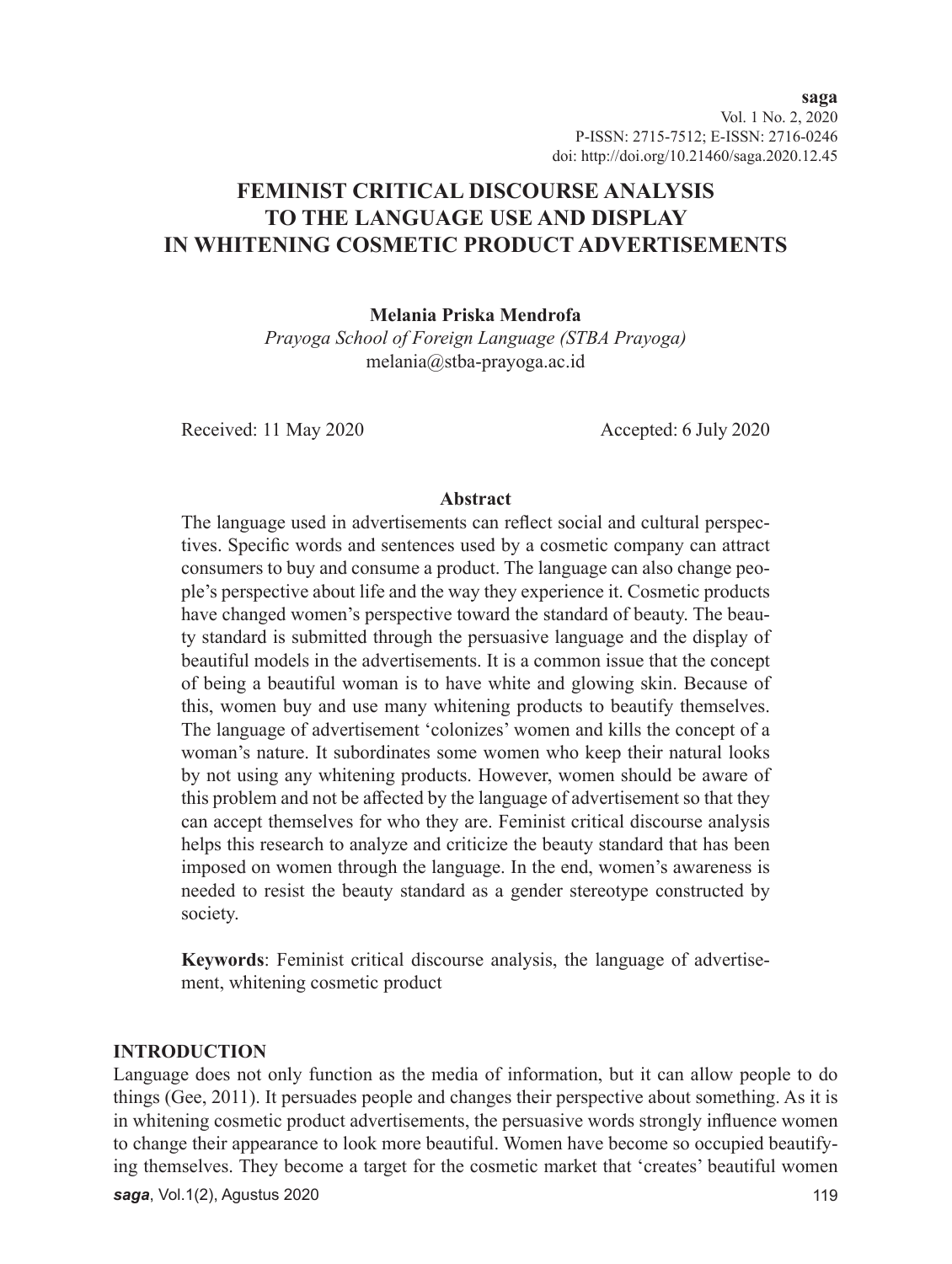# FEMINIST CRITICAL DISCOURSE ANALYSIS TO THE LANGUAGE USE AND DISPLAY IN WHITENING COSMETIC PRODUCT ADVERTISEMENTS

**Melania Priska Mendrofa**

*Prayoga School of Foreign Language (STBA Prayoga)*

melania@stba-prayoga.ac.id

Received: 11 May 2020 Accepted: 6 July 2020

**Abstract**

The language used in advertisements can reflect social and cultural perspectives. Specific words and sentences used by a cosmetic company can attract consumers to buy and consume a product. The language can also change people's perspective about life and the way they experience it. Cosmetic products have changed women's perspective toward the standard of beauty. The beauty standard is submitted through the persuasive language and the display of beautiful models in the advertisements. It is a common issue that the concept of being a beautiful woman is to have white and glowing skin. Because of this, women buy and use many whitening products to beautify themselves. The language of advertisement 'colonizes' women and kills the concept of a woman's nature. It subordinates some women who keep their natural looks by not using any whitening products. However, women should be aware of this problem and not be affected by the language of advertisement so that they can accept themselves for who they are. Feminist critical discourse analysis helps this research to analyze and criticize the beauty standard that has been imposed on women through the language. In the end, women's awareness is needed to resist the beauty standard as a gender stereotype constructed by society.

**Keywords**: Feminist critical discourse analysis, the language of advertisement, whitening cosmetic product

## INTRODUCTION

Language does not only function as the media of information, but it can allow people to do things (Gee, 2011). It persuades people and changes their perspective about something. As it is in whitening cosmetic product advertisements, the persuasive words strongly influence women to change their appearance to look more beautiful. Women have become so occupied beautifying themselves. They become a target for the cosmetic market that 'creates' beautiful women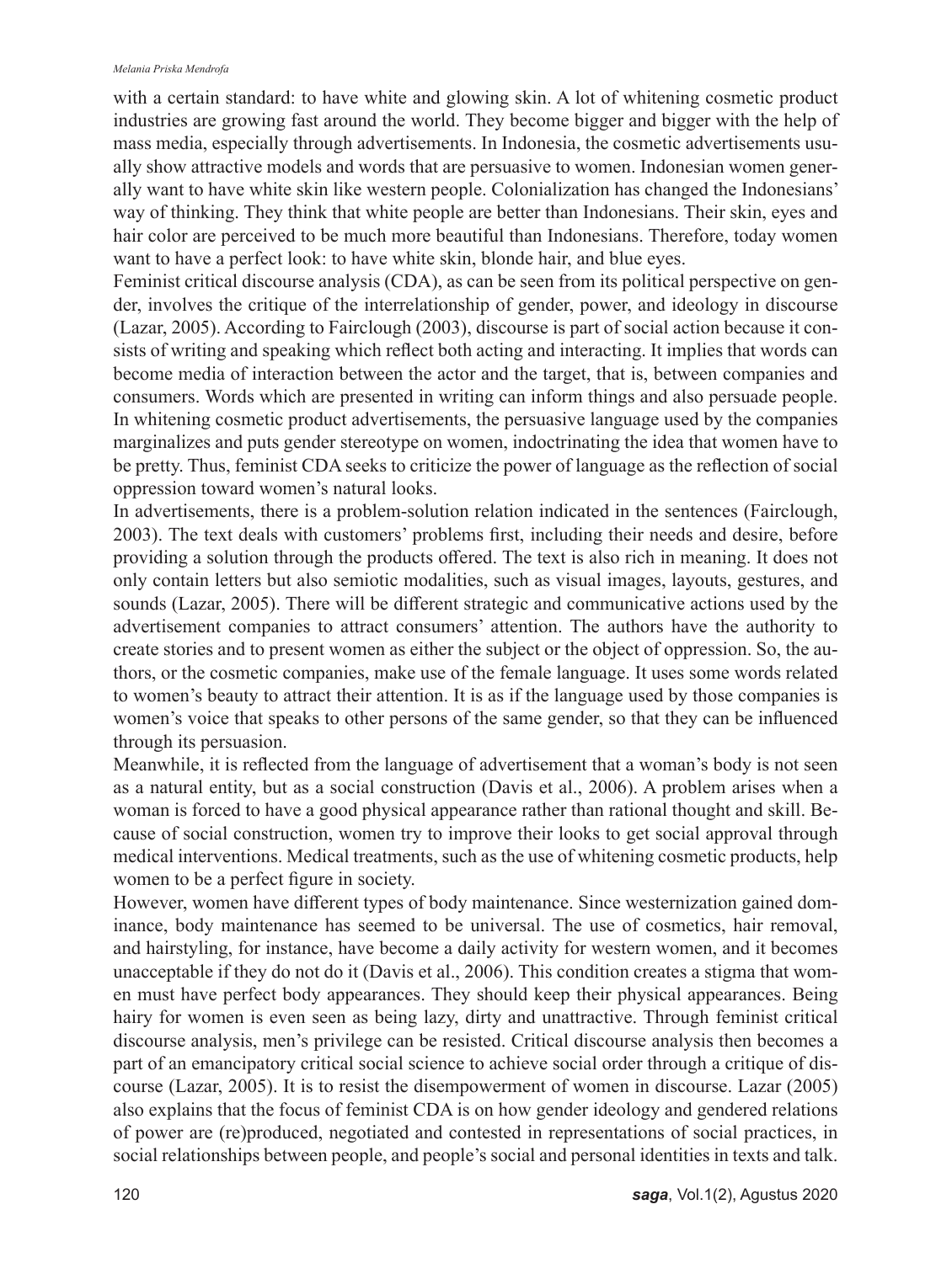with a certain standard: to have white and glowing skin. A lot of whitening cosmetic product industries are growing fast around the world. They become bigger and bigger with the help of mass media, especially through advertisements. In Indonesia, the cosmetic advertisements usually show attractive models and words that are persuasive to women. Indonesian women generally want to have white skin like western people. Colonialization has changed the Indonesians' way of thinking. They think that white people are better than Indonesians. Their skin, eyes and hair color are perceived to be much more beautiful than Indonesians. Therefore, today women want to have a perfect look: to have white skin, blonde hair, and blue eyes.

Feminist critical discourse analysis (CDA), as can be seen from its political perspective on gender, involves the critique of the interrelationship of gender, power, and ideology in discourse (Lazar, 2005). According to Fairclough (2003), discourse is part of social action because it consists of writing and speaking which reflect both acting and interacting. It implies that words can become media of interaction between the actor and the target, that is, between companies and consumers. Words which are presented in writing can inform things and also persuade people. In whitening cosmetic product advertisements, the persuasive language used by the companies marginalizes and puts gender stereotype on women, indoctrinating the idea that women have to be pretty. Thus, feminist CDA seeks to criticize the power of language as the reflection of social oppression toward women's natural looks.

In advertisements, there is a problem-solution relation indicated in the sentences (Fairclough, 2003). The text deals with customers' problems first, including their needs and desire, before providing a solution through the products offered. The text is also rich in meaning. It does not only contain letters but also semiotic modalities, such as visual images, layouts, gestures, and sounds (Lazar, 2005). There will be different strategic and communicative actions used by the advertisement companies to attract consumers' attention. The authors have the authority to create stories and to present women as either the subject or the object of oppression. So, the authors, or the cosmetic companies, make use of the female language. It uses some words related to women's beauty to attract their attention. It is as if the language used by those companies is women's voice that speaks to other persons of the same gender, so that they can be influenced through its persuasion.

Meanwhile, it is reflected from the language of advertisement that a woman's body is not seen as a natural entity, but as a social construction (Davis et al., 2006). A problem arises when a woman is forced to have a good physical appearance rather than rational thought and skill. Because of social construction, women try to improve their looks to get social approval through medical interventions. Medical treatments, such as the use of whitening cosmetic products, help women to be a perfect figure in society.

However, women have different types of body maintenance. Since westernization gained dominance, body maintenance has seemed to be universal. The use of cosmetics, hair removal, and hairstyling, for instance, have become a daily activity for western women, and it becomes unacceptable if they do not do it (Davis et al., 2006). This condition creates a stigma that women must have perfect body appearances. They should keep their physical appearances. Being hairy for women is even seen as being lazy, dirty and unattractive. Through feminist critical discourse analysis, men's privilege can be resisted. Critical discourse analysis then becomes a part of an emancipatory critical social science to achieve social order through a critique of discourse (Lazar, 2005). It is to resist the disempowerment of women in discourse. Lazar (2005) also explains that the focus of feminist CDA is on how gender ideology and gendered relations of power are (re)produced, negotiated and contested in representations of social practices, in social relationships between people, and people's social and personal identities in texts and talk.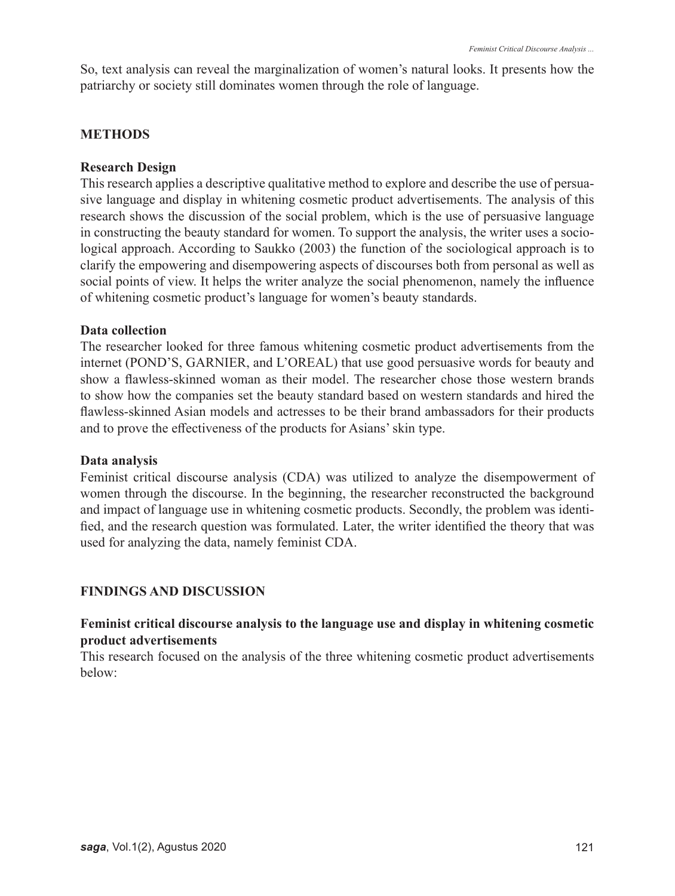So, text analysis can reveal the marginalization of women's natural looks. It presents how the patriarchy or society still dominates women through the role of language.

## METHODS

### Research Design

This research applies a descriptive qualitative method to explore and describe the use of persuasive language and display in whitening cosmetic product advertisements. The analysis of this research shows the discussion of the social problem, which is the use of persuasive language in constructing the beauty standard for women. To support the analysis, the writer uses a sociological approach. According to Saukko (2003) the function of the sociological approach is to clarify the empowering and disempowering aspects of discourses both from personal as well as social points of view. It helps the writer analyze the social phenomenon, namely the influence of whitening cosmetic product's language for women's beauty standards.

### Data collection

The researcher looked for three famous whitening cosmetic product advertisements from the internet (POND'S, GARNIER, and L'OREAL) that use good persuasive words for beauty and show a flawless-skinned woman as their model. The researcher chose those western brands to show how the companies set the beauty standard based on western standards and hired the flawless-skinned Asian models and actresses to be their brand ambassadors for their products and to prove the effectiveness of the products for Asians' skin type.

### Data analysis

Feminist critical discourse analysis (CDA) was utilized to analyze the disempowerment of women through the discourse. In the beginning, the researcher reconstructed the background and impact of language use in whitening cosmetic products. Secondly, the problem was identified, and the research question was formulated. Later, the writer identified the theory that was used for analyzing the data, namely feminist CDA.

## FINDINGS AND DISCUSSION

### Feminist critical discourse analysis to the language use and display in whitening cosmetic product advertisements

This research focused on the analysis of the three whitening cosmetic product advertisements below: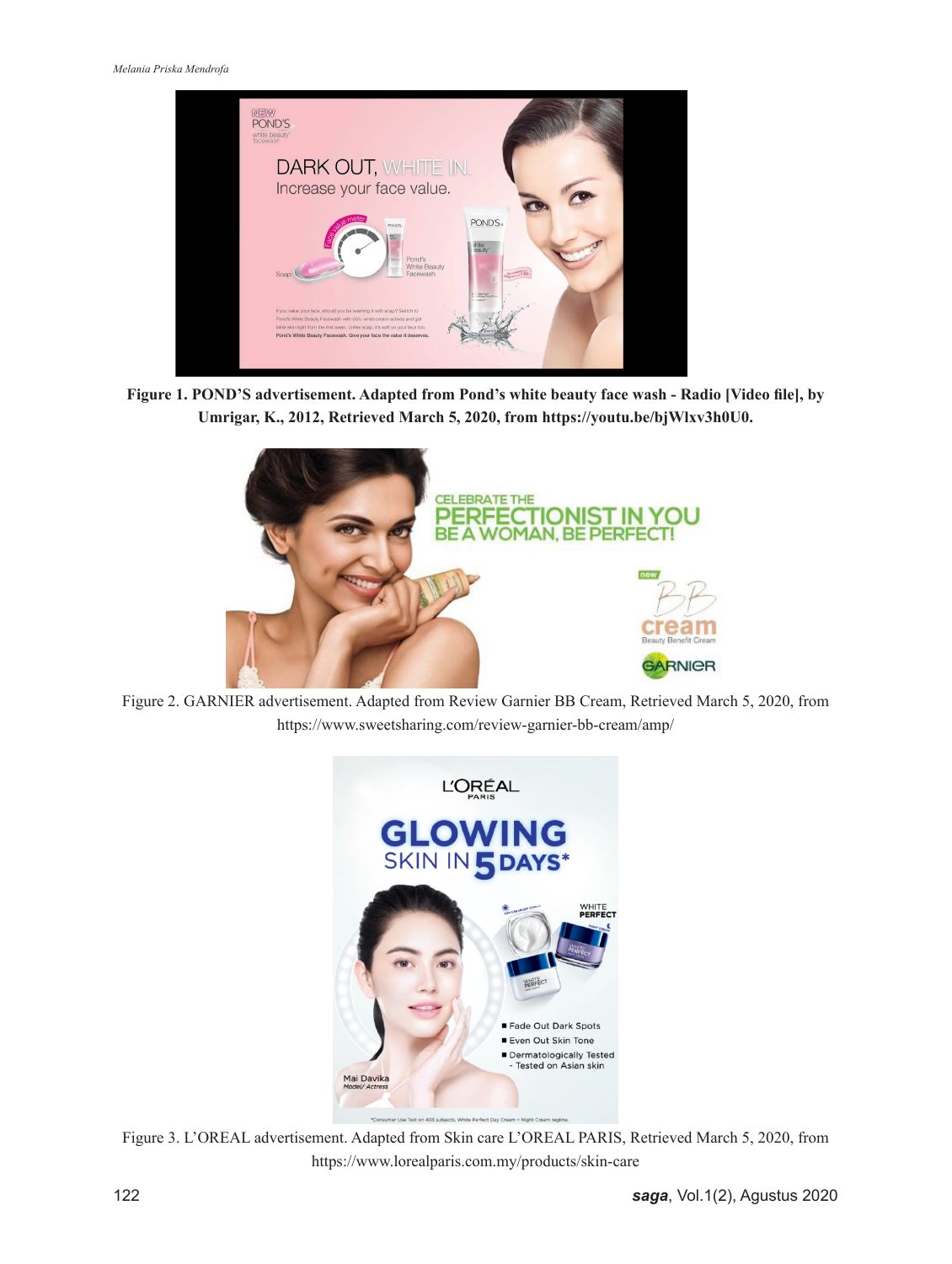**Figure 1. POND'S advertisement. Adapted from Pond's white beauty face wash - Radio [Video file], by Umrigar, K., 2012, Retrieved March 5, 2020, from https://youtu.be/bjWlxv3h0U0.**

Figure 2. GARNIER advertisement. Adapted from Review Garnier BB Cream, Retrieved March 5, 2020, from https://www.sweetsharing.com/review-garnier-bb-cream/amp/

Figure 3. L'OREAL advertisement. Adapted from Skin care L'OREAL PARIS, Retrieved March 5, 2020, from https://www.lorealparis.com.my/products/skin-care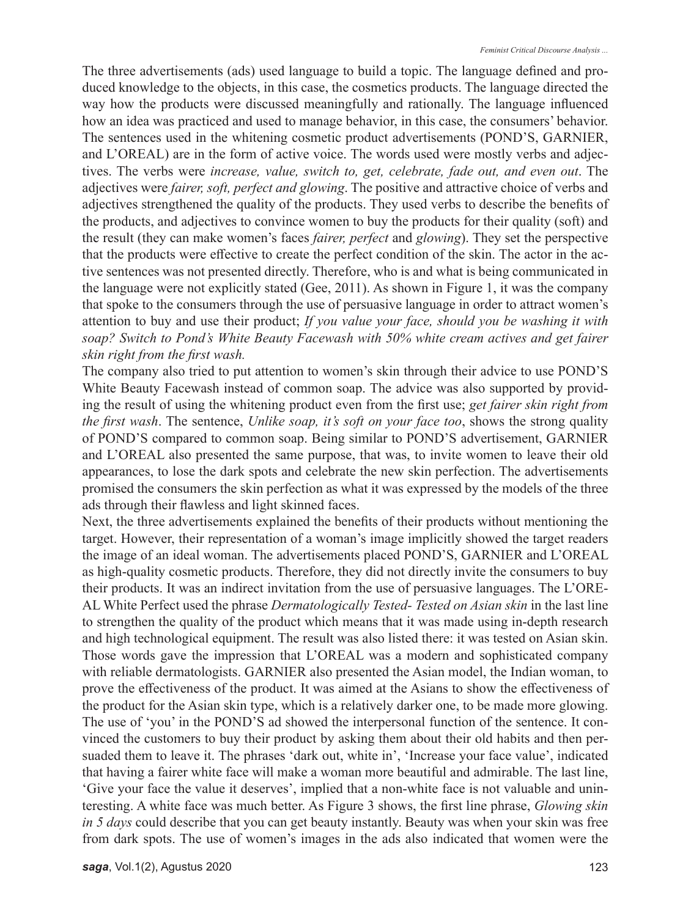The three advertisements (ads) used language to build a topic. The language defined and produced knowledge to the objects, in this case, the cosmetics products. The language directed the way how the products were discussed meaningfully and rationally. The language influenced how an idea was practiced and used to manage behavior, in this case, the consumers' behavior. The sentences used in the whitening cosmetic product advertisements (POND'S, GARNIER, and L'OREAL) are in the form of active voice. The words used were mostly verbs and adjectives. The verbs were *increase, value, switch to, get, celebrate, fade out, and even out*. The adjectives were *fairer, soft, perfect and glowing*. The positive and attractive choice of verbs and adjectives strengthened the quality of the products. They used verbs to describe the benefits of the products, and adjectives to convince women to buy the products for their quality (soft) and the result (they can make women's faces *fairer, perfect* and *glowing*). They set the perspective that the products were effective to create the perfect condition of the skin. The actor in the active sentences was not presented directly. Therefore, who is and what is being communicated in the language were not explicitly stated (Gee, 2011). As shown in Figure 1, it was the company that spoke to the consumers through the use of persuasive language in order to attract women's attention to buy and use their product; *If you value your face, should you be washing it with soap? Switch to Pond's White Beauty Facewash with 50% white cream actives and get fairer skin right from the first wash.*

The company also tried to put attention to women's skin through their advice to use POND'S White Beauty Facewash instead of common soap. The advice was also supported by providing the result of using the whitening product even from the first use; *get fairer skin right from the first wash*. The sentence, *Unlike soap, it's soft on your face too*, shows the strong quality of POND'S compared to common soap. Being similar to POND'S advertisement, GARNIER and L'OREAL also presented the same purpose, that was, to invite women to leave their old appearances, to lose the dark spots and celebrate the new skin perfection. The advertisements promised the consumers the skin perfection as what it was expressed by the models of the three ads through their flawless and light skinned faces.

Next, the three advertisements explained the benefits of their products without mentioning the target. However, their representation of a woman's image implicitly showed the target readers the image of an ideal woman. The advertisements placed POND'S, GARNIER and L'OREAL as high-quality cosmetic products. Therefore, they did not directly invite the consumers to buy their products. It was an indirect invitation from the use of persuasive languages. The L'OREAL White Perfect used the phrase *Dermatologically Tested- Tested on Asian skin* in the last line to strengthen the quality of the product which means that it was made using in-depth research and high technological equipment. The result was also listed there: it was tested on Asian skin. Those words gave the impression that L'OREAL was a modern and sophisticated company with reliable dermatologists. GARNIER also presented the Asian model, the Indian woman, to prove the effectiveness of the product. It was aimed at the Asians to show the effectiveness of the product for the Asian skin type, which is a relatively darker one, to be made more glowing. The use of 'you' in the POND'S ad showed the interpersonal function of the sentence. It convinced the customers to buy their product by asking them about their old habits and then persuaded them to leave it. The phrases 'dark out, white in', 'Increase your face value', indicated that having a fairer white face will make a woman more beautiful and admirable. The last line, 'Give your face the value it deserves', implied that a non-white face is not valuable and uninteresting. A white face was much better. As Figure 3 shows, the first line phrase, *Glowing skin in 5 days* could describe that you can get beauty instantly. Beauty was when your skin was free from dark spots. The use of women's images in the ads also indicated that women were the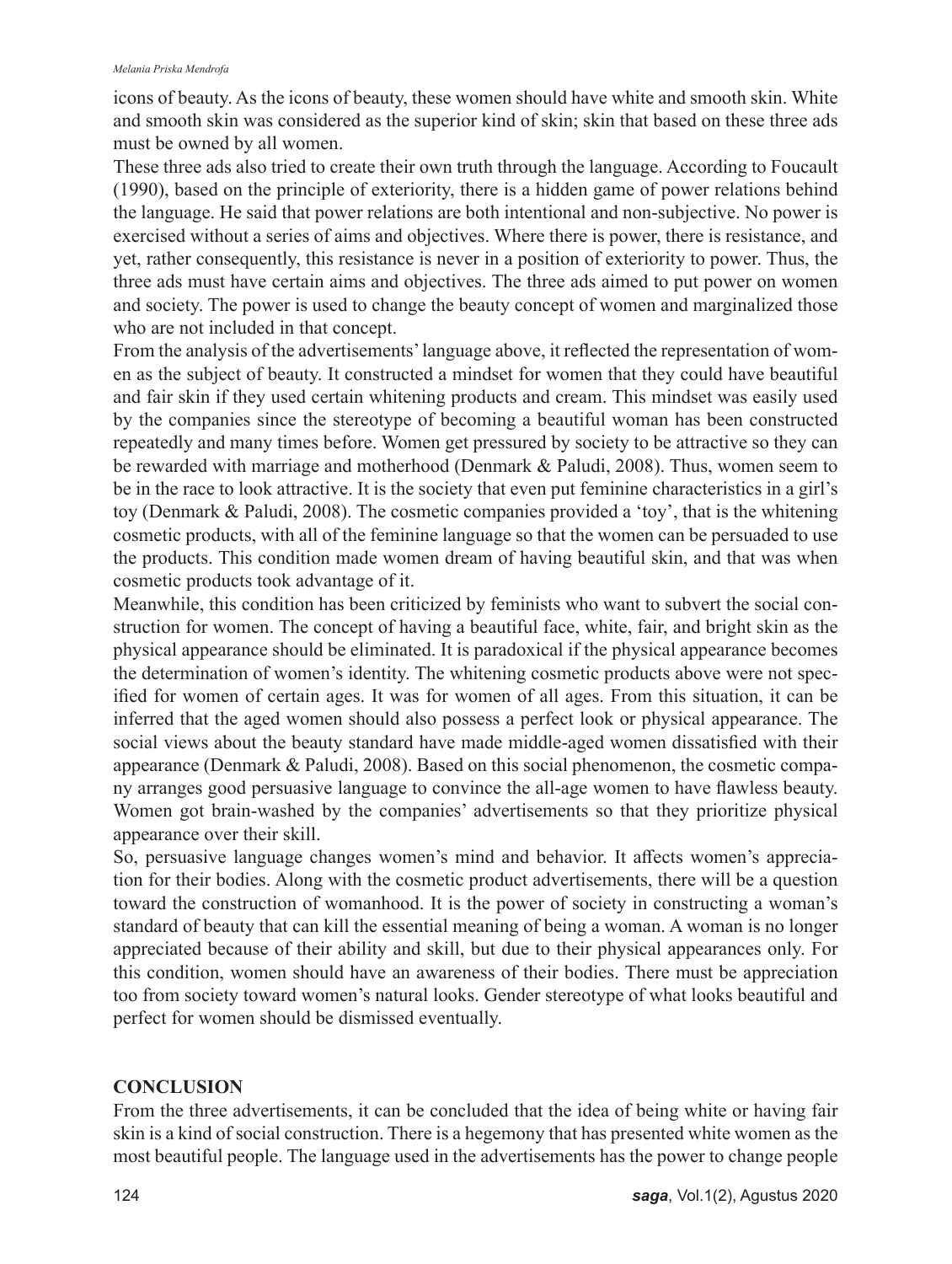icons of beauty. As the icons of beauty, these women should have white and smooth skin. White and smooth skin was considered as the superior kind of skin; skin that based on these three ads must be owned by all women.

These three ads also tried to create their own truth through the language. According to Foucault (1990), based on the principle of exteriority, there is a hidden game of power relations behind the language. He said that power relations are both intentional and non-subjective. No power is exercised without a series of aims and objectives. Where there is power, there is resistance, and yet, rather consequently, this resistance is never in a position of exteriority to power. Thus, the three ads must have certain aims and objectives. The three ads aimed to put power on women and society. The power is used to change the beauty concept of women and marginalized those who are not included in that concept.

From the analysis of the advertisements' language above, it reflected the representation of women as the subject of beauty. It constructed a mindset for women that they could have beautiful and fair skin if they used certain whitening products and cream. This mindset was easily used by the companies since the stereotype of becoming a beautiful woman has been constructed repeatedly and many times before. Women get pressured by society to be attractive so they can be rewarded with marriage and motherhood (Denmark & Paludi, 2008). Thus, women seem to be in the race to look attractive. It is the society that even put feminine characteristics in a girl's toy (Denmark & Paludi, 2008). The cosmetic companies provided a 'toy', that is the whitening cosmetic products, with all of the feminine language so that the women can be persuaded to use the products. This condition made women dream of having beautiful skin, and that was when cosmetic products took advantage of it.

Meanwhile, this condition has been criticized by feminists who want to subvert the social construction for women. The concept of having a beautiful face, white, fair, and bright skin as the physical appearance should be eliminated. It is paradoxical if the physical appearance becomes the determination of women's identity. The whitening cosmetic products above were not specified for women of certain ages. It was for women of all ages. From this situation, it can be inferred that the aged women should also possess a perfect look or physical appearance. The social views about the beauty standard have made middle-aged women dissatisfied with their appearance (Denmark & Paludi, 2008). Based on this social phenomenon, the cosmetic company arranges good persuasive language to convince the all-age women to have flawless beauty. Women got brain-washed by the companies' advertisements so that they prioritize physical appearance over their skill.

So, persuasive language changes women's mind and behavior. It affects women's appreciation for their bodies. Along with the cosmetic product advertisements, there will be a question toward the construction of womanhood. It is the power of society in constructing a woman's standard of beauty that can kill the essential meaning of being a woman. A woman is no longer appreciated because of their ability and skill, but due to their physical appearances only. For this condition, women should have an awareness of their bodies. There must be appreciation too from society toward women's natural looks. Gender stereotype of what looks beautiful and perfect for women should be dismissed eventually.

## CONCLUSION

From the three advertisements, it can be concluded that the idea of being white or having fair skin is a kind of social construction. There is a hegemony that has presented white women as the most beautiful people. The language used in the advertisements has the power to change people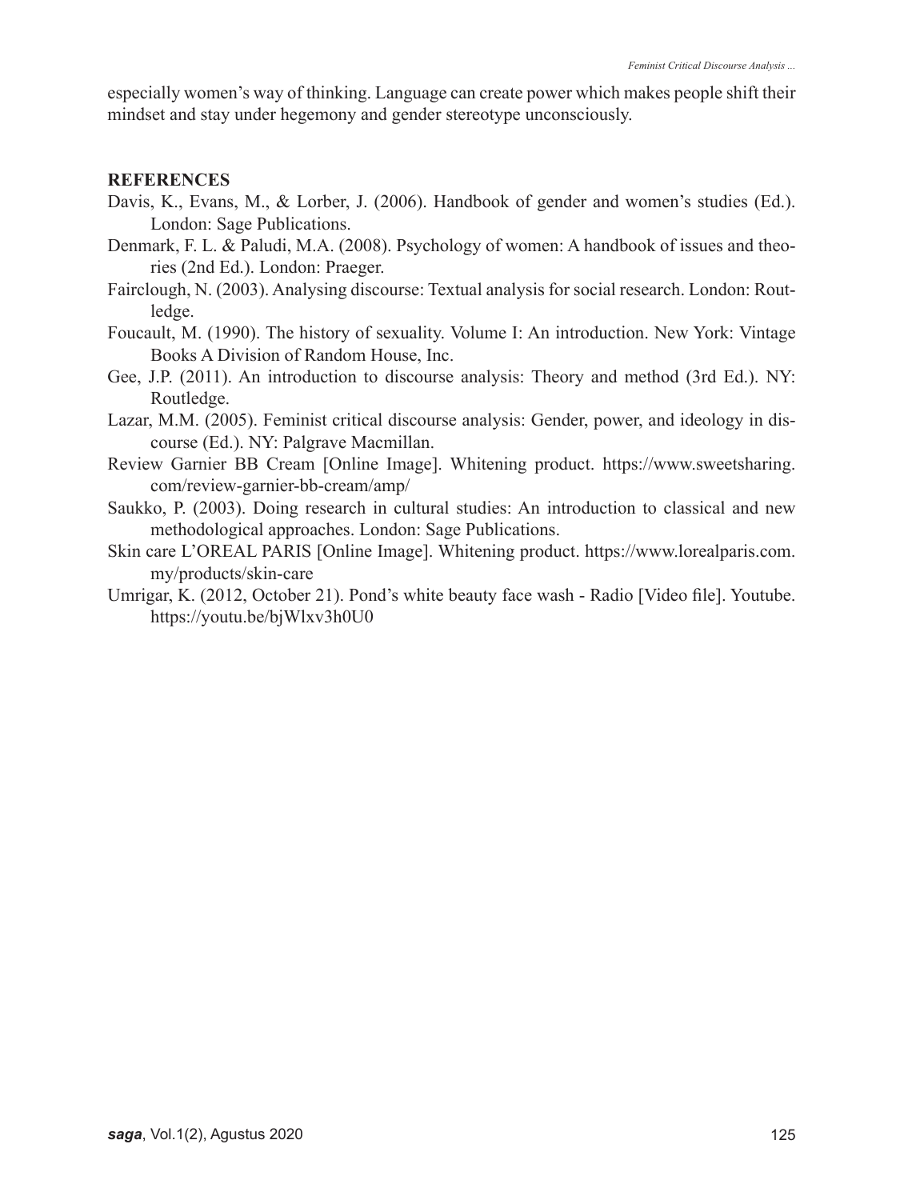especially women's way of thinking. Language can create power which makes people shift their mindset and stay under hegemony and gender stereotype unconsciously.

## REFERENCES

Davis, K., Evans, M., & Lorber, J. (2006). Handbook of gender and women's studies (Ed.). London: Sage Publications.

Denmark, F. L. & Paludi, M.A. (2008). Psychology of women: A handbook of issues and theories (2nd Ed.). London: Praeger.

Fairclough, N. (2003). Analysing discourse: Textual analysis for social research. London: Routledge.

Foucault, M. (1990). The history of sexuality. Volume I: An introduction. New York: Vintage Books A Division of Random House, Inc.

Gee, J.P. (2011). An introduction to discourse analysis: Theory and method (3rd Ed.). NY: Routledge.

Lazar, M.M. (2005). Feminist critical discourse analysis: Gender, power, and ideology in discourse (Ed.). NY: Palgrave Macmillan.

Review Garnier BB Cream [Online Image]. Whitening product. https://www.sweetsharing.com/review-garnier-bb-cream/amp/

Saukko, P. (2003). Doing research in cultural studies: An introduction to classical and new methodological approaches. London: Sage Publications.

Skin care L'OREAL PARIS [Online Image]. Whitening product. https://www.lorealparis.com.my/products/skin-care

Umrigar, K. (2012, October 21). Pond's white beauty face wash - Radio [Video file]. Youtube. https://youtu.be/bjWlxv3h0U0